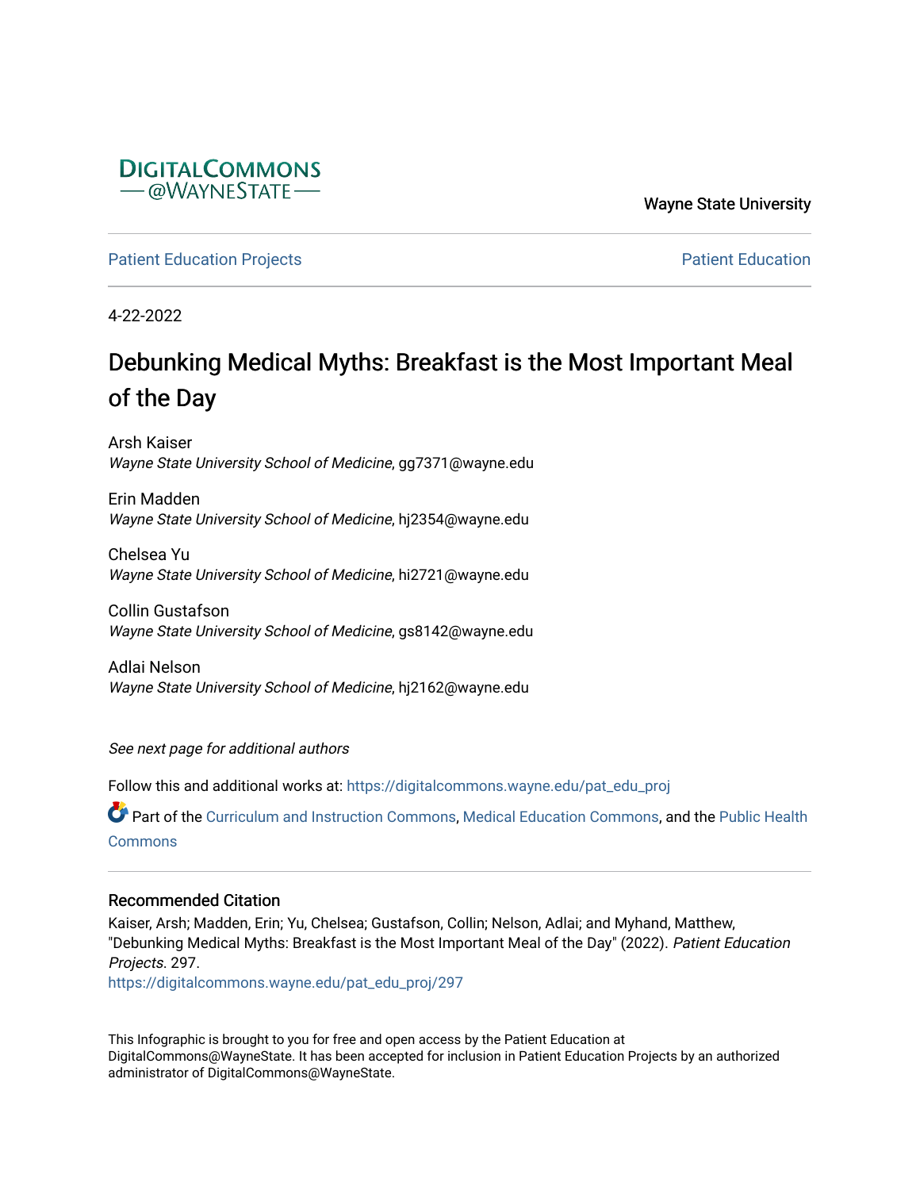DIGITALCOMMONS
@WAYNESTATE

Wayne State University

Patient Education Projects

Patient Education

4-22-2022

# Debunking Medical Myths: Breakfast is the Most Important Meal of the Day

Arsh Kaiser
*Wayne State University School of Medicine*, gg7371@wayne.edu

Erin Madden
*Wayne State University School of Medicine*, hj2354@wayne.edu

Chelsea Yu
*Wayne State University School of Medicine*, hi2721@wayne.edu

Collin Gustafson
*Wayne State University School of Medicine*, gs8142@wayne.edu

Adlai Nelson
*Wayne State University School of Medicine*, hj2162@wayne.edu

*See next page for additional authors*

Follow this and additional works at: https://digitalcommons.wayne.edu/pat_edu_proj

Part of the Curriculum and Instruction Commons, Medical Education Commons, and the Public Health Commons

## Recommended Citation

Kaiser, Arsh; Madden, Erin; Yu, Chelsea; Gustafson, Collin; Nelson, Adlai; and Myhand, Matthew, "Debunking Medical Myths: Breakfast is the Most Important Meal of the Day" (2022). *Patient Education Projects*. 297.
https://digitalcommons.wayne.edu/pat_edu_proj/297

This Infographic is brought to you for free and open access by the Patient Education at DigitalCommons@WayneState. It has been accepted for inclusion in Patient Education Projects by an authorized administrator of DigitalCommons@WayneState.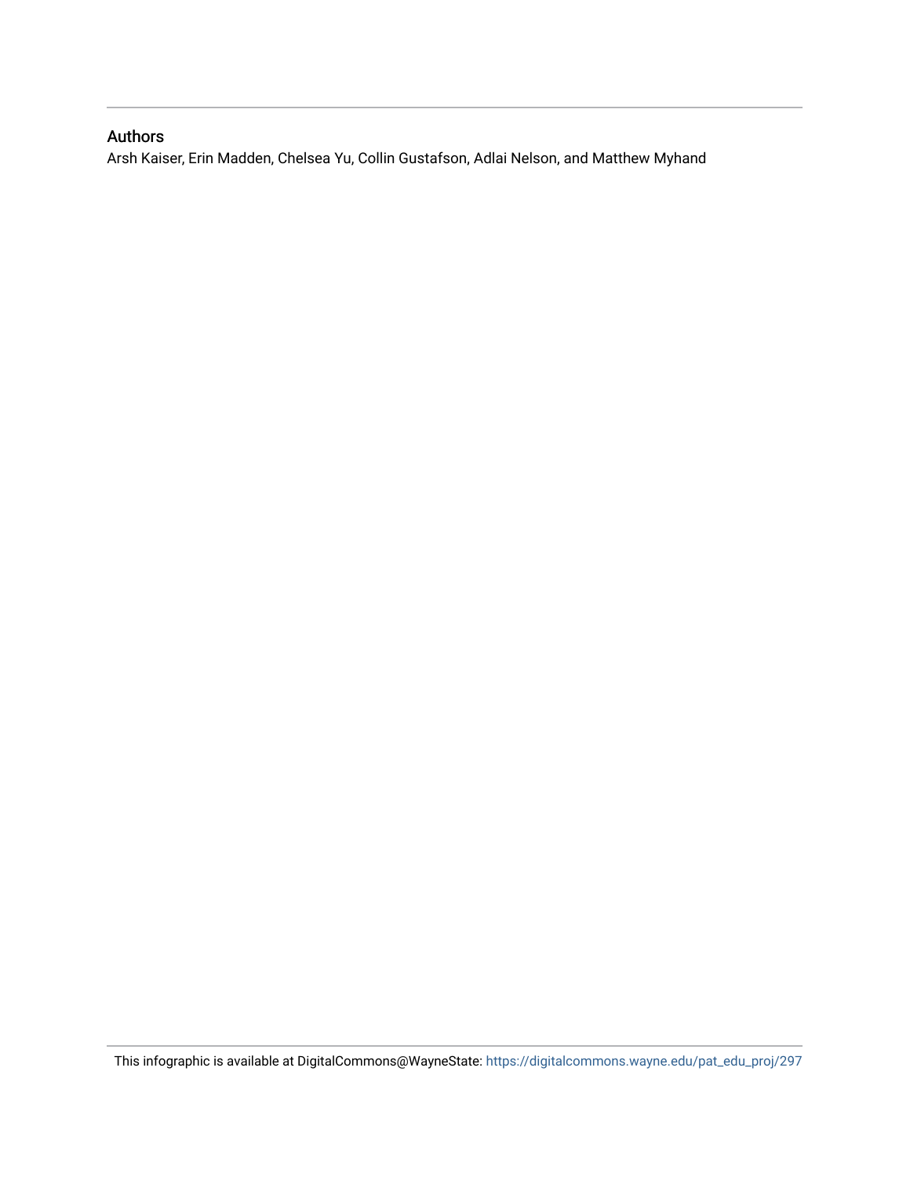## Authors

Arsh Kaiser, Erin Madden, Chelsea Yu, Collin Gustafson, Adlai Nelson, and Matthew Myhand

This infographic is available at DigitalCommons@WayneState: https://digitalcommons.wayne.edu/pat_edu_proj/297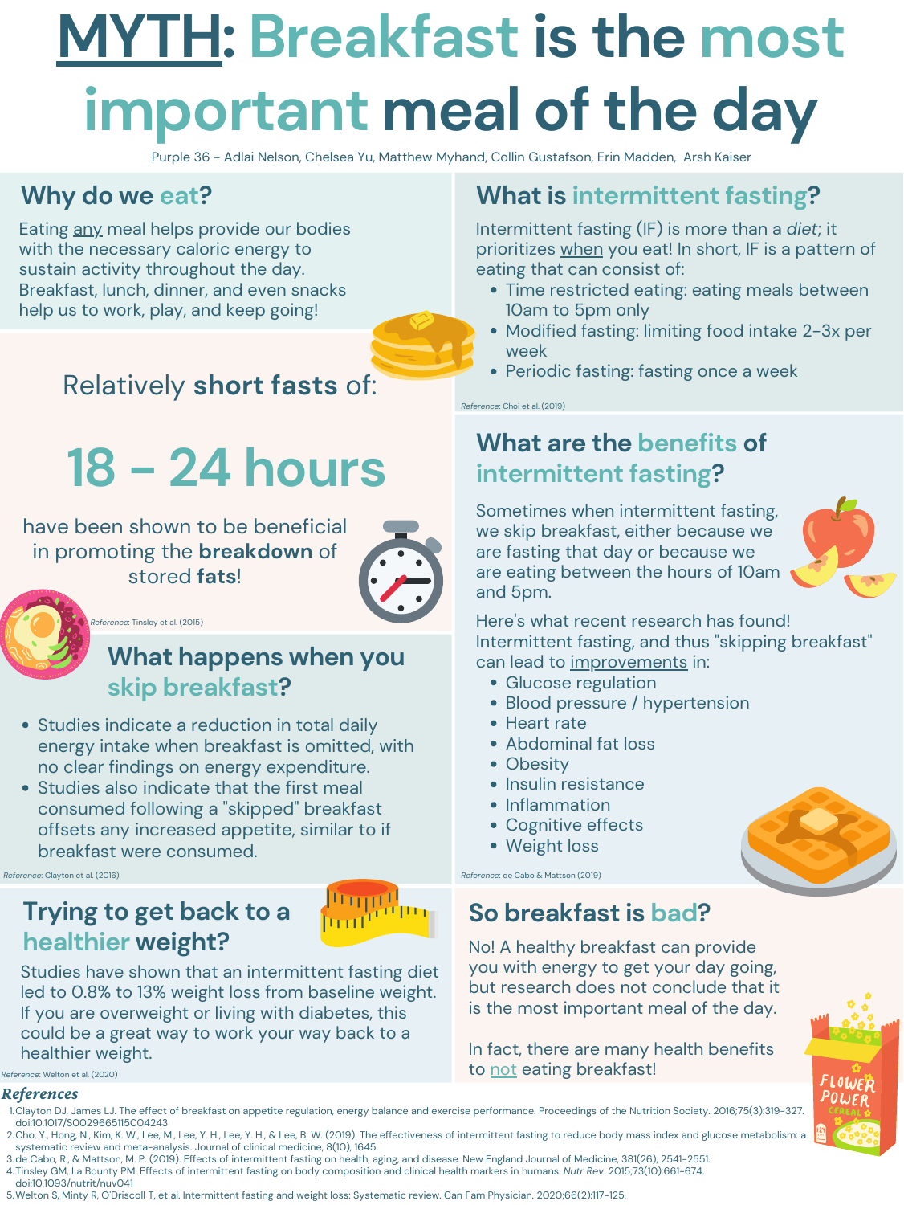# MYTH: Breakfast is the most important meal of the day

Purple 36 - Adlai Nelson, Chelsea Yu, Matthew Myhand, Collin Gustafson, Erin Madden, Arsh Kaiser

## Why do we eat?

Eating any meal helps provide our bodies with the necessary caloric energy to sustain activity throughout the day. Breakfast, lunch, dinner, and even snacks help us to work, play, and keep going!

Relatively **short fasts** of:

## 18 - 24 hours

have been shown to be beneficial in promoting the **breakdown** of stored **fats**!

Reference: Tinsley et al. (2015)

## What happens when you skip breakfast?

- Studies indicate a reduction in total daily energy intake when breakfast is omitted, with no clear findings on energy expenditure.
- Studies also indicate that the first meal consumed following a "skipped" breakfast offsets any increased appetite, similar to if breakfast were consumed.

Reference: Clayton et al. (2016)

## Trying to get back to a healthier weight?

Studies have shown that an intermittent fasting diet led to 0.8% to 13% weight loss from baseline weight. If you are overweight or living with diabetes, this could be a great way to work your way back to a healthier weight.

Reference: Welton et al. (2020)

## What is intermittent fasting?

Intermittent fasting (IF) is more than a *diet*; it prioritizes when you eat! In short, IF is a pattern of eating that can consist of:

- Time restricted eating: eating meals between 10am to 5pm only
- Modified fasting: limiting food intake 2-3x per week
- Periodic fasting: fasting once a week

Reference: Choi et al. (2019)

## What are the benefits of intermittent fasting?

Sometimes when intermittent fasting, we skip breakfast, either because we are fasting that day or because we are eating between the hours of 10am and 5pm.

Here's what recent research has found! Intermittent fasting, and thus "skipping breakfast" can lead to improvements in:

- Glucose regulation
- Blood pressure / hypertension
- Heart rate
- Abdominal fat loss
- Obesity
- Insulin resistance
- Inflammation
- Cognitive effects
- Weight loss

Reference: de Cabo & Mattson (2019)

## So breakfast is bad?

No! A healthy breakfast can provide you with energy to get your day going, but research does not conclude that it is the most important meal of the day.

In fact, there are many health benefits to not eating breakfast!

### *References*

1. Clayton DJ, James LJ. The effect of breakfast on appetite regulation, energy balance and exercise performance. Proceedings of the Nutrition Society. 2016;75(3):319-327. doi:10.1017/S0029665115004243
2. Cho, Y., Hong, N., Kim, K. W., Lee, M., Lee, Y. H., Lee, Y. H., & Lee, B. W. (2019). The effectiveness of intermittent fasting to reduce body mass index and glucose metabolism: a systematic review and meta-analysis. Journal of clinical medicine, 8(10), 1645.
3. de Cabo, R., & Mattson, M. P. (2019). Effects of intermittent fasting on health, aging, and disease. New England Journal of Medicine, 381(26), 2541-2551.
4. Tinsley GM, La Bounty PM. Effects of intermittent fasting on body composition and clinical health markers in humans. *Nutr Rev*. 2015;73(10):661-674. doi:10.1093/nutrit/nuv041
5. Welton S, Minty R, O'Driscoll T, et al. Intermittent fasting and weight loss: Systematic review. Can Fam Physician. 2020;66(2):117-125.